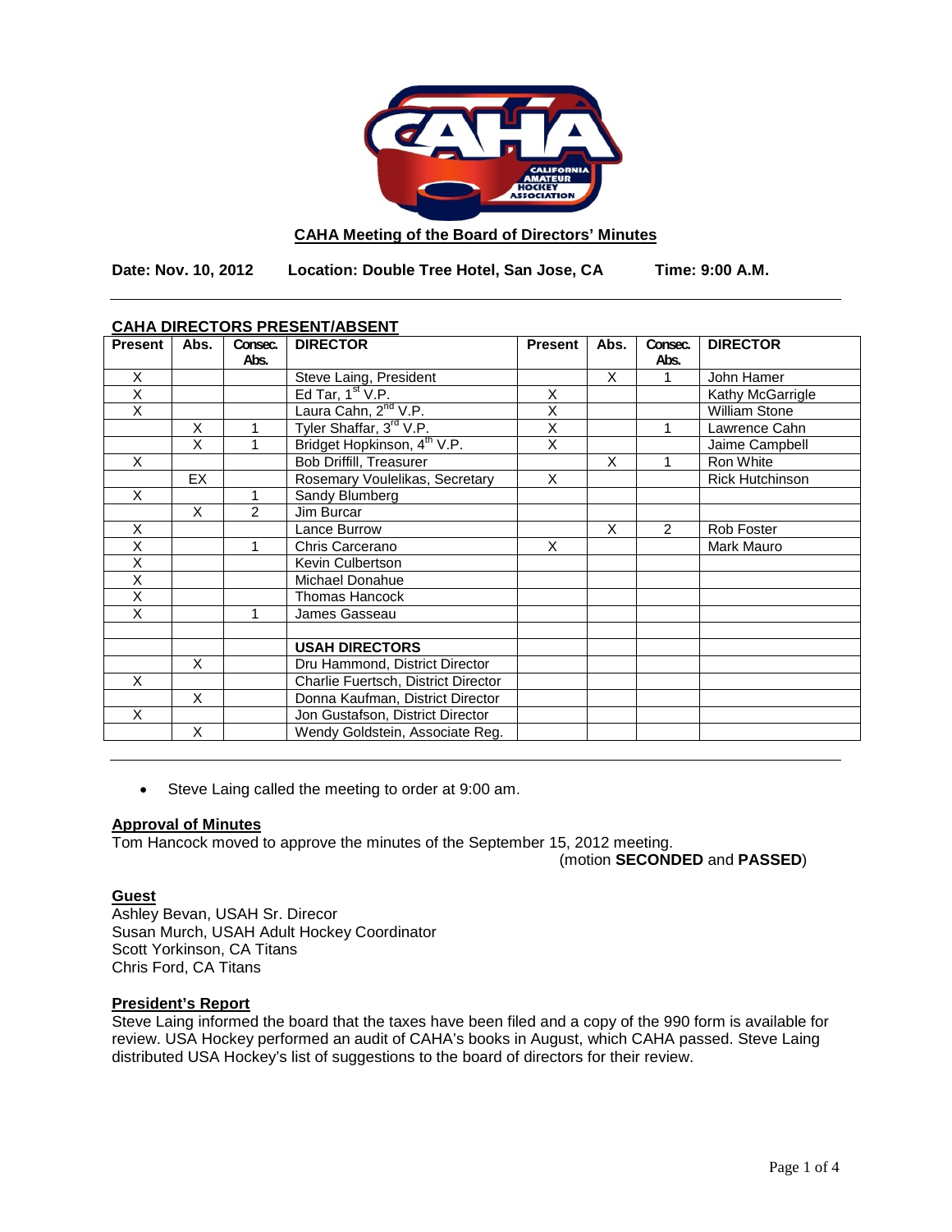## CAHA Meeting of the Board of Directors' Minutes

**Date: Nov. 10, 2012 Location: Double Tree Hotel, San Jose, CA Time: 9:00 A.M.**

---

### CAHA DIRECTORS PRESENT/ABSENT

| Present | Abs. | Consec. Abs. | DIRECTOR | Present | Abs. | Consec. Abs. | DIRECTOR |
|---|---|---|---|---|---|---|---|
| X | | | Steve Laing, President | | X | 1 | John Hamer |
| X | | | Ed Tar, 1st V.P. | X | | | Kathy McGarrigle |
| X | | | Laura Cahn, 2nd V.P. | X | | | William Stone |
| | X | 1 | Tyler Shaffar, 3rd V.P. | X | | 1 | Lawrence Cahn |
| | X | 1 | Bridget Hopkinson, 4th V.P. | X | | | Jaime Campbell |
| X | | | Bob Driffill, Treasurer | | X | 1 | Ron White |
| | EX | | Rosemary Voulelikas, Secretary | X | | | Rick Hutchinson |
| X | | 1 | Sandy Blumberg | | | | |
| | X | 2 | Jim Burcar | | | | |
| X | | | Lance Burrow | | X | 2 | Rob Foster |
| X | | 1 | Chris Carcerano | X | | | Mark Mauro |
| X | | | Kevin Culbertson | | | | |
| X | | | Michael Donahue | | | | |
| X | | | Thomas Hancock | | | | |
| X | | 1 | James Gasseau | | | | |
| | | | | | | | |
| | | | **USAH DIRECTORS** | | | | |
| | X | | Dru Hammond, District Director | | | | |
| X | | | Charlie Fuertsch, District Director | | | | |
| | X | | Donna Kaufman, District Director | | | | |
| X | | | Jon Gustafson, District Director | | | | |
| | X | | Wendy Goldstein, Associate Reg. | | | | |

---

- Steve Laing called the meeting to order at 9:00 am.

### Approval of Minutes

Tom Hancock moved to approve the minutes of the September 15, 2012 meeting.
(motion **SECONDED** and **PASSED**)

### Guest

Ashley Bevan, USAH Sr. Direcor
Susan Murch, USAH Adult Hockey Coordinator
Scott Yorkinson, CA Titans
Chris Ford, CA Titans

### President's Report

Steve Laing informed the board that the taxes have been filed and a copy of the 990 form is available for review. USA Hockey performed an audit of CAHA's books in August, which CAHA passed. Steve Laing distributed USA Hockey's list of suggestions to the board of directors for their review.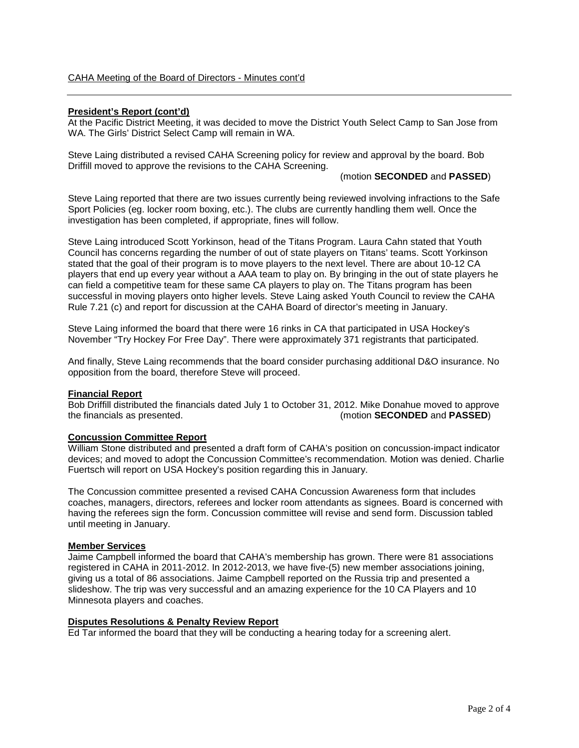CAHA Meeting of the Board of Directors - Minutes cont'd

**President's Report (cont'd)**

At the Pacific District Meeting, it was decided to move the District Youth Select Camp to San Jose from WA. The Girls' District Select Camp will remain in WA.

Steve Laing distributed a revised CAHA Screening policy for review and approval by the board. Bob Driffill moved to approve the revisions to the CAHA Screening.

(motion **SECONDED** and **PASSED**)

Steve Laing reported that there are two issues currently being reviewed involving infractions to the Safe Sport Policies (eg. locker room boxing, etc.). The clubs are currently handling them well. Once the investigation has been completed, if appropriate, fines will follow.

Steve Laing introduced Scott Yorkinson, head of the Titans Program. Laura Cahn stated that Youth Council has concerns regarding the number of out of state players on Titans' teams. Scott Yorkinson stated that the goal of their program is to move players to the next level. There are about 10-12 CA players that end up every year without a AAA team to play on. By bringing in the out of state players he can field a competitive team for these same CA players to play on. The Titans program has been successful in moving players onto higher levels. Steve Laing asked Youth Council to review the CAHA Rule 7.21 (c) and report for discussion at the CAHA Board of director's meeting in January.

Steve Laing informed the board that there were 16 rinks in CA that participated in USA Hockey's November "Try Hockey For Free Day". There were approximately 371 registrants that participated.

And finally, Steve Laing recommends that the board consider purchasing additional D&O insurance. No opposition from the board, therefore Steve will proceed.

**Financial Report**

Bob Driffill distributed the financials dated July 1 to October 31, 2012. Mike Donahue moved to approve the financials as presented. (motion **SECONDED** and **PASSED**)

**Concussion Committee Report**

William Stone distributed and presented a draft form of CAHA's position on concussion-impact indicator devices; and moved to adopt the Concussion Committee's recommendation. Motion was denied. Charlie Fuertsch will report on USA Hockey's position regarding this in January.

The Concussion committee presented a revised CAHA Concussion Awareness form that includes coaches, managers, directors, referees and locker room attendants as signees. Board is concerned with having the referees sign the form. Concussion committee will revise and send form. Discussion tabled until meeting in January.

**Member Services**

Jaime Campbell informed the board that CAHA's membership has grown. There were 81 associations registered in CAHA in 2011-2012. In 2012-2013, we have five-(5) new member associations joining, giving us a total of 86 associations. Jaime Campbell reported on the Russia trip and presented a slideshow. The trip was very successful and an amazing experience for the 10 CA Players and 10 Minnesota players and coaches.

**Disputes Resolutions & Penalty Review Report**

Ed Tar informed the board that they will be conducting a hearing today for a screening alert.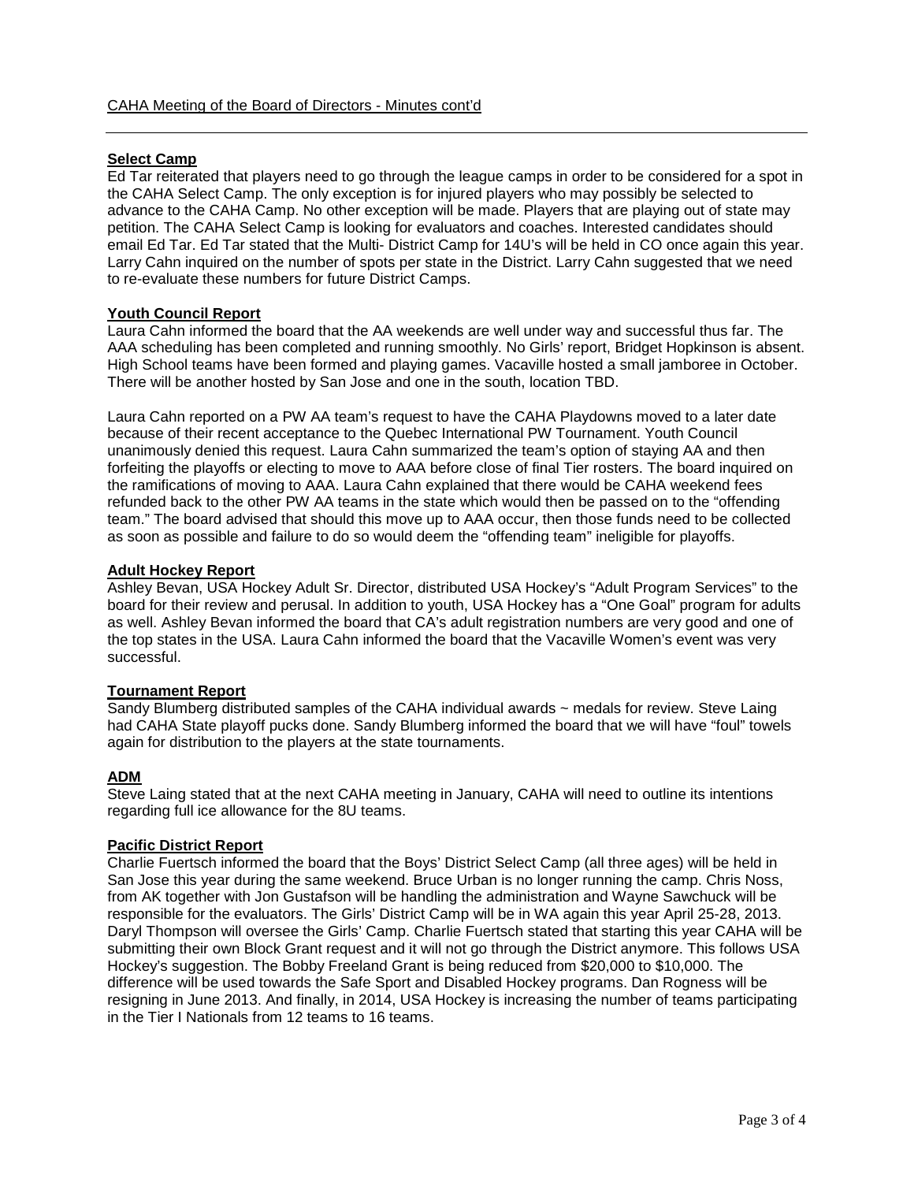**Select Camp**

Ed Tar reiterated that players need to go through the league camps in order to be considered for a spot in the CAHA Select Camp. The only exception is for injured players who may possibly be selected to advance to the CAHA Camp. No other exception will be made. Players that are playing out of state may petition. The CAHA Select Camp is looking for evaluators and coaches. Interested candidates should email Ed Tar. Ed Tar stated that the Multi- District Camp for 14U's will be held in CO once again this year. Larry Cahn inquired on the number of spots per state in the District. Larry Cahn suggested that we need to re-evaluate these numbers for future District Camps.

**Youth Council Report**

Laura Cahn informed the board that the AA weekends are well under way and successful thus far. The AAA scheduling has been completed and running smoothly. No Girls' report, Bridget Hopkinson is absent. High School teams have been formed and playing games. Vacaville hosted a small jamboree in October. There will be another hosted by San Jose and one in the south, location TBD.

Laura Cahn reported on a PW AA team's request to have the CAHA Playdowns moved to a later date because of their recent acceptance to the Quebec International PW Tournament. Youth Council unanimously denied this request. Laura Cahn summarized the team's option of staying AA and then forfeiting the playoffs or electing to move to AAA before close of final Tier rosters. The board inquired on the ramifications of moving to AAA. Laura Cahn explained that there would be CAHA weekend fees refunded back to the other PW AA teams in the state which would then be passed on to the "offending team." The board advised that should this move up to AAA occur, then those funds need to be collected as soon as possible and failure to do so would deem the "offending team" ineligible for playoffs.

**Adult Hockey Report**

Ashley Bevan, USA Hockey Adult Sr. Director, distributed USA Hockey's "Adult Program Services" to the board for their review and perusal. In addition to youth, USA Hockey has a "One Goal" program for adults as well. Ashley Bevan informed the board that CA's adult registration numbers are very good and one of the top states in the USA. Laura Cahn informed the board that the Vacaville Women's event was very successful.

**Tournament Report**

Sandy Blumberg distributed samples of the CAHA individual awards ~ medals for review. Steve Laing had CAHA State playoff pucks done. Sandy Blumberg informed the board that we will have "foul" towels again for distribution to the players at the state tournaments.

**ADM**

Steve Laing stated that at the next CAHA meeting in January, CAHA will need to outline its intentions regarding full ice allowance for the 8U teams.

**Pacific District Report**

Charlie Fuertsch informed the board that the Boys' District Select Camp (all three ages) will be held in San Jose this year during the same weekend. Bruce Urban is no longer running the camp. Chris Noss, from AK together with Jon Gustafson will be handling the administration and Wayne Sawchuck will be responsible for the evaluators. The Girls' District Camp will be in WA again this year April 25-28, 2013. Daryl Thompson will oversee the Girls' Camp. Charlie Fuertsch stated that starting this year CAHA will be submitting their own Block Grant request and it will not go through the District anymore. This follows USA Hockey's suggestion. The Bobby Freeland Grant is being reduced from $20,000 to $10,000. The difference will be used towards the Safe Sport and Disabled Hockey programs. Dan Rogness will be resigning in June 2013. And finally, in 2014, USA Hockey is increasing the number of teams participating in the Tier I Nationals from 12 teams to 16 teams.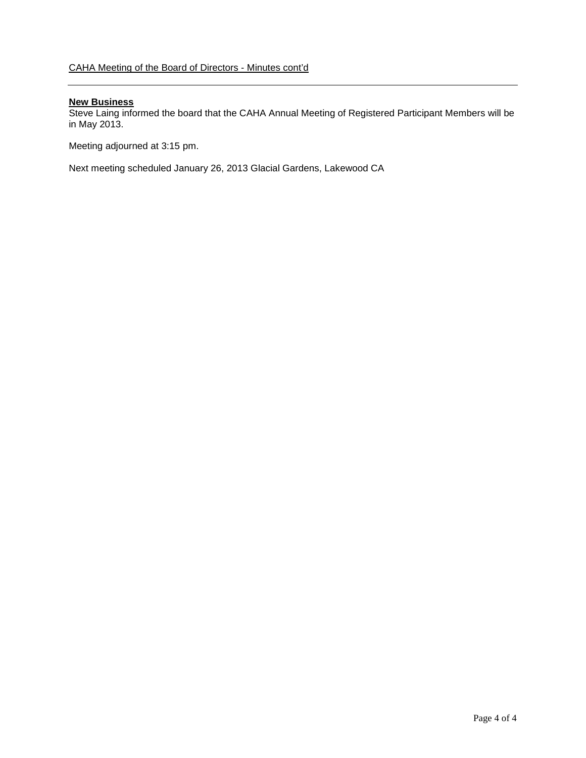## New Business

Steve Laing informed the board that the CAHA Annual Meeting of Registered Participant Members will be in May 2013.

Meeting adjourned at 3:15 pm.

Next meeting scheduled January 26, 2013 Glacial Gardens, Lakewood CA